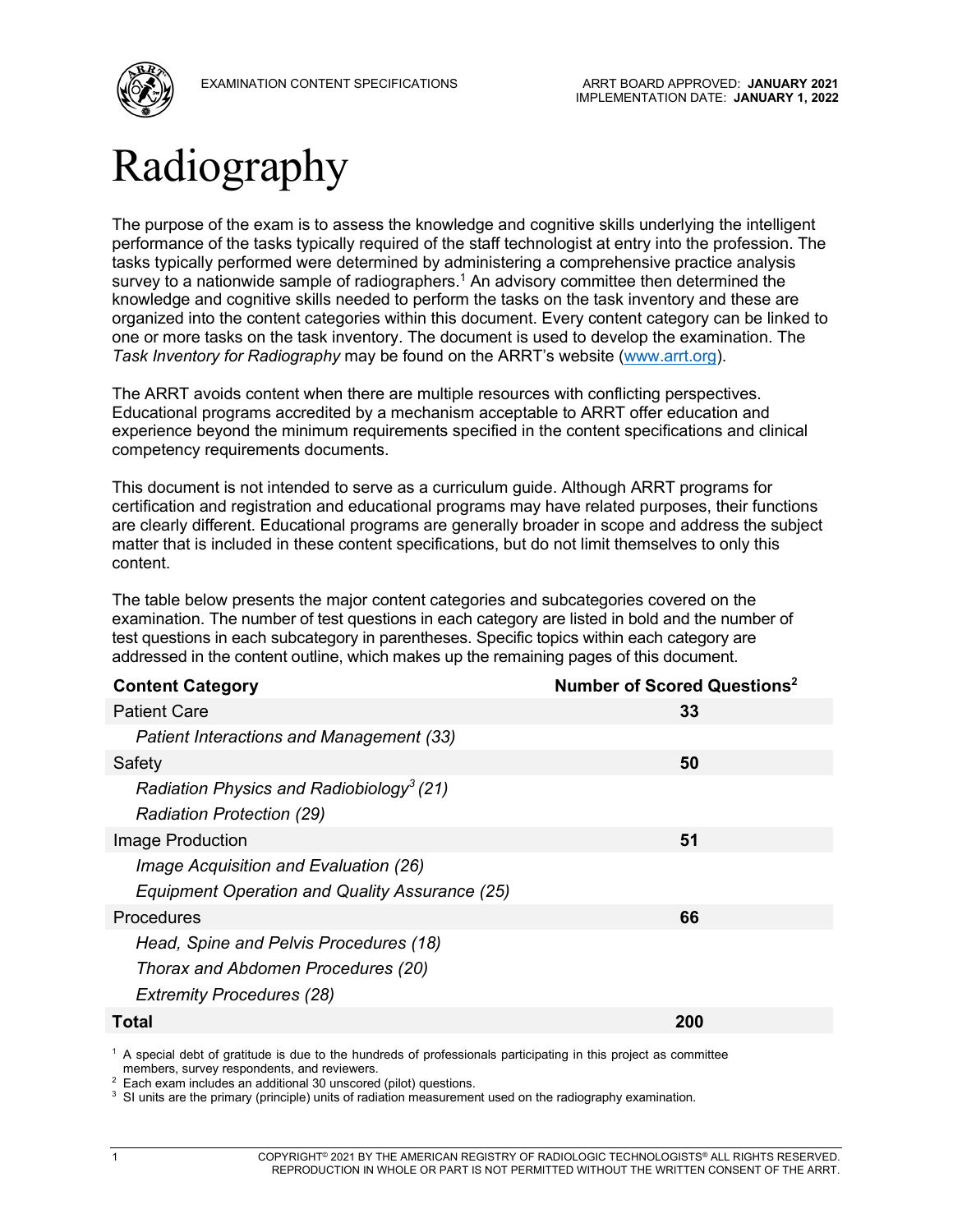EXAMINATION CONTENT SPECIFICATIONS

ARRT BOARD APPROVED: **JANUARY 2021**
IMPLEMENTATION DATE: **JANUARY 1, 2022**

# Radiography

The purpose of the exam is to assess the knowledge and cognitive skills underlying the intelligent performance of the tasks typically required of the staff technologist at entry into the profession. The tasks typically performed were determined by administering a comprehensive practice analysis survey to a nationwide sample of radiographers.[1] An advisory committee then determined the knowledge and cognitive skills needed to perform the tasks on the task inventory and these are organized into the content categories within this document. Every content category can be linked to one or more tasks on the task inventory. The document is used to develop the examination. The *Task Inventory for Radiography* may be found on the ARRT's website (www.arrt.org).

The ARRT avoids content when there are multiple resources with conflicting perspectives. Educational programs accredited by a mechanism acceptable to ARRT offer education and experience beyond the minimum requirements specified in the content specifications and clinical competency requirements documents.

This document is not intended to serve as a curriculum guide. Although ARRT programs for certification and registration and educational programs may have related purposes, their functions are clearly different. Educational programs are generally broader in scope and address the subject matter that is included in these content specifications, but do not limit themselves to only this content.

The table below presents the major content categories and subcategories covered on the examination. The number of test questions in each category are listed in bold and the number of test questions in each subcategory in parentheses. Specific topics within each category are addressed in the content outline, which makes up the remaining pages of this document.

| Content Category | Number of Scored Questions[2] |
| --- | --- |
| Patient Care | **33** |
| *Patient Interactions and Management (33)* | |
| Safety | **50** |
| *Radiation Physics and Radiobiology[3] (21)* | |
| *Radiation Protection (29)* | |
| Image Production | **51** |
| *Image Acquisition and Evaluation (26)* | |
| *Equipment Operation and Quality Assurance (25)* | |
| Procedures | **66** |
| *Head, Spine and Pelvis Procedures (18)* | |
| *Thorax and Abdomen Procedures (20)* | |
| *Extremity Procedures (28)* | |
| **Total** | **200** |

[1] A special debt of gratitude is due to the hundreds of professionals participating in this project as committee members, survey respondents, and reviewers.
[2] Each exam includes an additional 30 unscored (pilot) questions.
[3] SI units are the primary (principle) units of radiation measurement used on the radiography examination.

COPYRIGHT© 2021 BY THE AMERICAN REGISTRY OF RADIOLOGIC TECHNOLOGISTS® ALL RIGHTS RESERVED. REPRODUCTION IN WHOLE OR PART IS NOT PERMITTED WITHOUT THE WRITTEN CONSENT OF THE ARRT.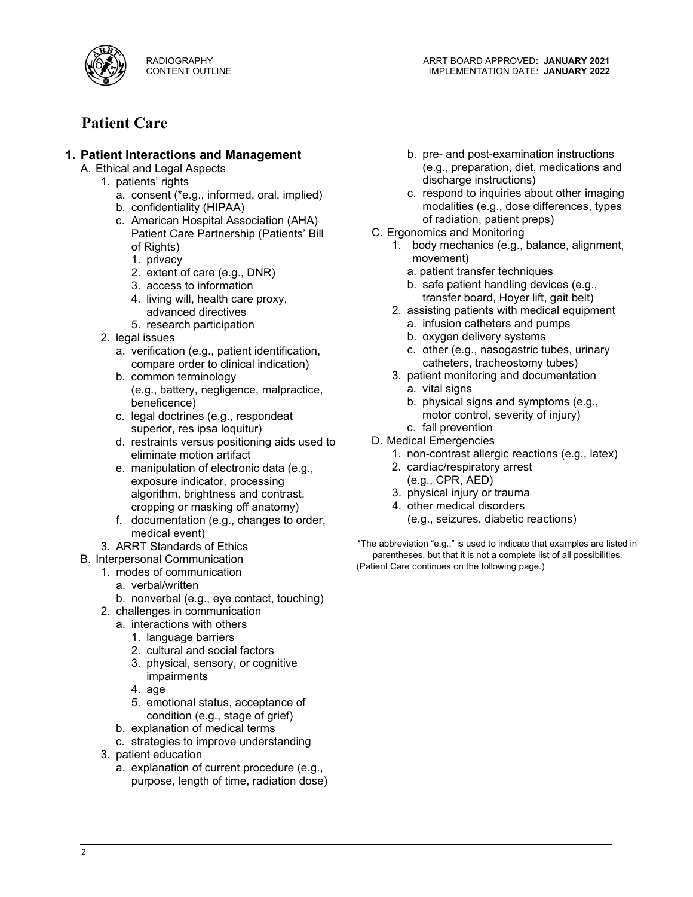# Patient Care

## 1. Patient Interactions and Management

- A. Ethical and Legal Aspects
  1. patients' rights
     - a. consent (*e.g., informed, oral, implied)
     - b. confidentiality (HIPAA)
     - c. American Hospital Association (AHA) Patient Care Partnership (Patients' Bill of Rights)
       1. privacy
       2. extent of care (e.g., DNR)
       3. access to information
       4. living will, health care proxy, advanced directives
       5. research participation
  2. legal issues
     - a. verification (e.g., patient identification, compare order to clinical indication)
     - b. common terminology (e.g., battery, negligence, malpractice, beneficence)
     - c. legal doctrines (e.g., respondeat superior, res ipsa loquitur)
     - d. restraints versus positioning aids used to eliminate motion artifact
     - e. manipulation of electronic data (e.g., exposure indicator, processing algorithm, brightness and contrast, cropping or masking off anatomy)
     - f. documentation (e.g., changes to order, medical event)
  3. ARRT Standards of Ethics
- B. Interpersonal Communication
  1. modes of communication
     - a. verbal/written
     - b. nonverbal (e.g., eye contact, touching)
  2. challenges in communication
     - a. interactions with others
       1. language barriers
       2. cultural and social factors
       3. physical, sensory, or cognitive impairments
       4. age
       5. emotional status, acceptance of condition (e.g., stage of grief)
     - b. explanation of medical terms
     - c. strategies to improve understanding
  3. patient education
     - a. explanation of current procedure (e.g., purpose, length of time, radiation dose)
     - b. pre- and post-examination instructions (e.g., preparation, diet, medications and discharge instructions)
     - c. respond to inquiries about other imaging modalities (e.g., dose differences, types of radiation, patient preps)
- C. Ergonomics and Monitoring
  1. body mechanics (e.g., balance, alignment, movement)
     - a. patient transfer techniques
     - b. safe patient handling devices (e.g., transfer board, Hoyer lift, gait belt)
  2. assisting patients with medical equipment
     - a. infusion catheters and pumps
     - b. oxygen delivery systems
     - c. other (e.g., nasogastric tubes, urinary catheters, tracheostomy tubes)
  3. patient monitoring and documentation
     - a. vital signs
     - b. physical signs and symptoms (e.g., motor control, severity of injury)
     - c. fall prevention
- D. Medical Emergencies
  1. non-contrast allergic reactions (e.g., latex)
  2. cardiac/respiratory arrest (e.g., CPR, AED)
  3. physical injury or trauma
  4. other medical disorders (e.g., seizures, diabetic reactions)

*The abbreviation "e.g.," is used to indicate that examples are listed in parentheses, but that it is not a complete list of all possibilities.

(Patient Care continues on the following page.)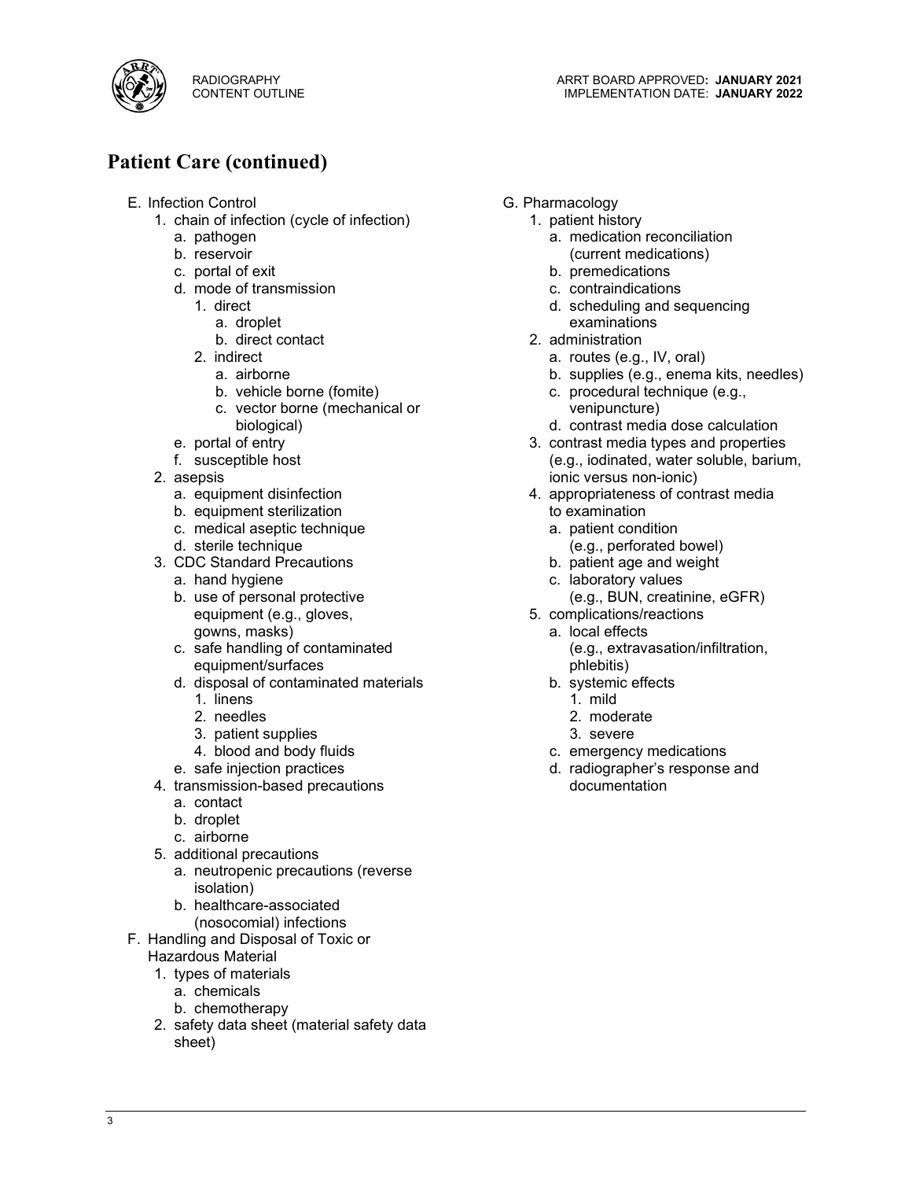## Patient Care (continued)

E. Infection Control
   1. chain of infection (cycle of infection)
      a. pathogen
      b. reservoir
      c. portal of exit
      d. mode of transmission
         1. direct
            a. droplet
            b. direct contact
         2. indirect
            a. airborne
            b. vehicle borne (fomite)
            c. vector borne (mechanical or biological)
      e. portal of entry
      f. susceptible host
   2. asepsis
      a. equipment disinfection
      b. equipment sterilization
      c. medical aseptic technique
      d. sterile technique
   3. CDC Standard Precautions
      a. hand hygiene
      b. use of personal protective equipment (e.g., gloves, gowns, masks)
      c. safe handling of contaminated equipment/surfaces
      d. disposal of contaminated materials
         1. linens
         2. needles
         3. patient supplies
         4. blood and body fluids
      e. safe injection practices
   4. transmission-based precautions
      a. contact
      b. droplet
      c. airborne
   5. additional precautions
      a. neutropenic precautions (reverse isolation)
      b. healthcare-associated (nosocomial) infections

F. Handling and Disposal of Toxic or Hazardous Material
   1. types of materials
      a. chemicals
      b. chemotherapy
   2. safety data sheet (material safety data sheet)

G. Pharmacology
   1. patient history
      a. medication reconciliation (current medications)
      b. premedications
      c. contraindications
      d. scheduling and sequencing examinations
   2. administration
      a. routes (e.g., IV, oral)
      b. supplies (e.g., enema kits, needles)
      c. procedural technique (e.g., venipuncture)
      d. contrast media dose calculation
   3. contrast media types and properties (e.g., iodinated, water soluble, barium, ionic versus non-ionic)
   4. appropriateness of contrast media to examination
      a. patient condition (e.g., perforated bowel)
      b. patient age and weight
      c. laboratory values (e.g., BUN, creatinine, eGFR)
   5. complications/reactions
      a. local effects (e.g., extravasation/infiltration, phlebitis)
      b. systemic effects
         1. mild
         2. moderate
         3. severe
      c. emergency medications
      d. radiographer's response and documentation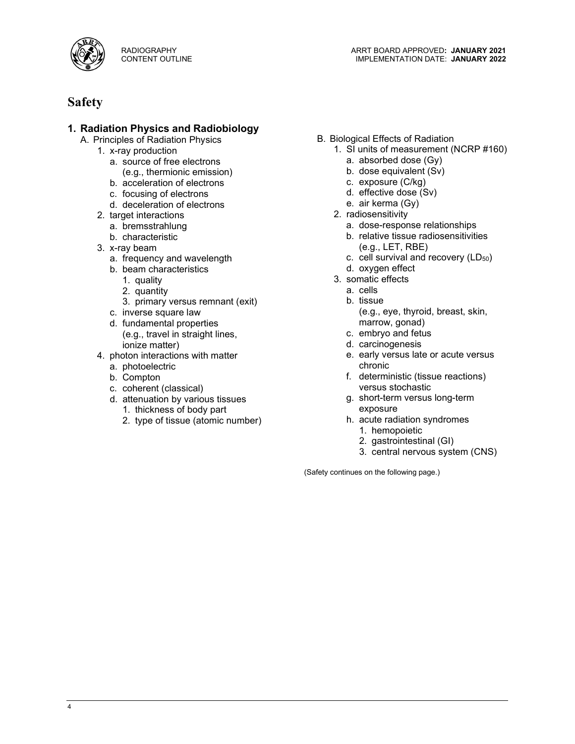# Safety

## 1. Radiation Physics and Radiobiology

A. Principles of Radiation Physics
   1. x-ray production
      a. source of free electrons (e.g., thermionic emission)
      b. acceleration of electrons
      c. focusing of electrons
      d. deceleration of electrons
   2. target interactions
      a. bremsstrahlung
      b. characteristic
   3. x-ray beam
      a. frequency and wavelength
      b. beam characteristics
         1. quality
         2. quantity
         3. primary versus remnant (exit)
      c. inverse square law
      d. fundamental properties (e.g., travel in straight lines, ionize matter)
   4. photon interactions with matter
      a. photoelectric
      b. Compton
      c. coherent (classical)
      d. attenuation by various tissues
         1. thickness of body part
         2. type of tissue (atomic number)

B. Biological Effects of Radiation
   1. SI units of measurement (NCRP #160)
      a. absorbed dose (Gy)
      b. dose equivalent (Sv)
      c. exposure (C/kg)
      d. effective dose (Sv)
      e. air kerma (Gy)
   2. radiosensitivity
      a. dose-response relationships
      b. relative tissue radiosensitivities (e.g., LET, RBE)
      c. cell survival and recovery ($LD_{50}$)
      d. oxygen effect
   3. somatic effects
      a. cells
      b. tissue (e.g., eye, thyroid, breast, skin, marrow, gonad)
      c. embryo and fetus
      d. carcinogenesis
      e. early versus late or acute versus chronic
      f. deterministic (tissue reactions) versus stochastic
      g. short-term versus long-term exposure
      h. acute radiation syndromes
         1. hemopoietic
         2. gastrointestinal (GI)
         3. central nervous system (CNS)

(Safety continues on the following page.)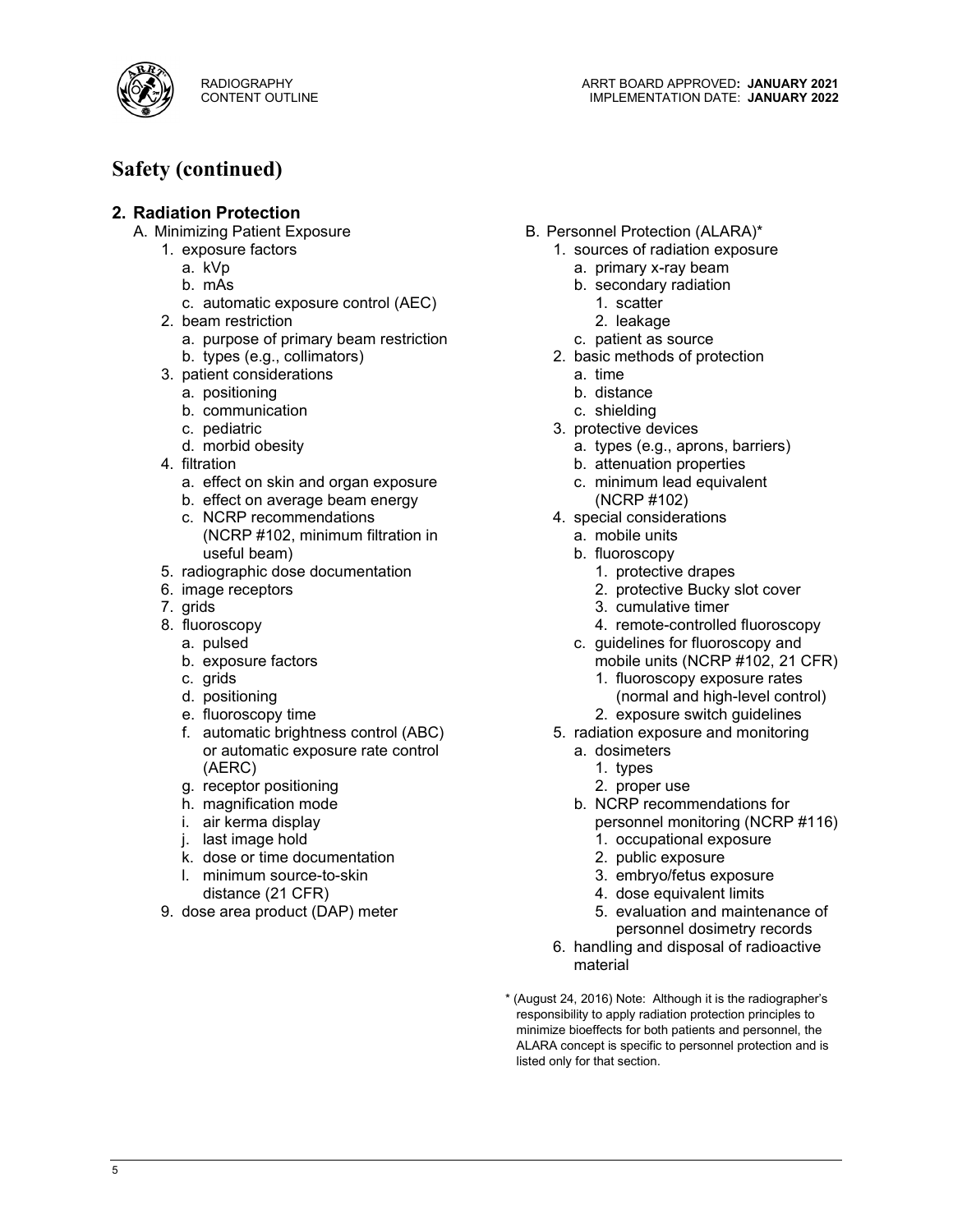## Safety (continued)

### 2. Radiation Protection

A. Minimizing Patient Exposure
   1. exposure factors
      a. kVp
      b. mAs
      c. automatic exposure control (AEC)
   2. beam restriction
      a. purpose of primary beam restriction
      b. types (e.g., collimators)
   3. patient considerations
      a. positioning
      b. communication
      c. pediatric
      d. morbid obesity
   4. filtration
      a. effect on skin and organ exposure
      b. effect on average beam energy
      c. NCRP recommendations (NCRP #102, minimum filtration in useful beam)
   5. radiographic dose documentation
   6. image receptors
   7. grids
   8. fluoroscopy
      a. pulsed
      b. exposure factors
      c. grids
      d. positioning
      e. fluoroscopy time
      f. automatic brightness control (ABC) or automatic exposure rate control (AERC)
      g. receptor positioning
      h. magnification mode
      i. air kerma display
      j. last image hold
      k. dose or time documentation
      l. minimum source-to-skin distance (21 CFR)
   9. dose area product (DAP) meter

B. Personnel Protection (ALARA)*
   1. sources of radiation exposure
      a. primary x-ray beam
      b. secondary radiation
         1. scatter
         2. leakage
      c. patient as source
   2. basic methods of protection
      a. time
      b. distance
      c. shielding
   3. protective devices
      a. types (e.g., aprons, barriers)
      b. attenuation properties
      c. minimum lead equivalent (NCRP #102)
   4. special considerations
      a. mobile units
      b. fluoroscopy
         1. protective drapes
         2. protective Bucky slot cover
         3. cumulative timer
         4. remote-controlled fluoroscopy
      c. guidelines for fluoroscopy and mobile units (NCRP #102, 21 CFR)
         1. fluoroscopy exposure rates (normal and high-level control)
         2. exposure switch guidelines
   5. radiation exposure and monitoring
      a. dosimeters
         1. types
         2. proper use
      b. NCRP recommendations for personnel monitoring (NCRP #116)
         1. occupational exposure
         2. public exposure
         3. embryo/fetus exposure
         4. dose equivalent limits
         5. evaluation and maintenance of personnel dosimetry records
   6. handling and disposal of radioactive material

* (August 24, 2016) Note: Although it is the radiographer's responsibility to apply radiation protection principles to minimize bioeffects for both patients and personnel, the ALARA concept is specific to personnel protection and is listed only for that section.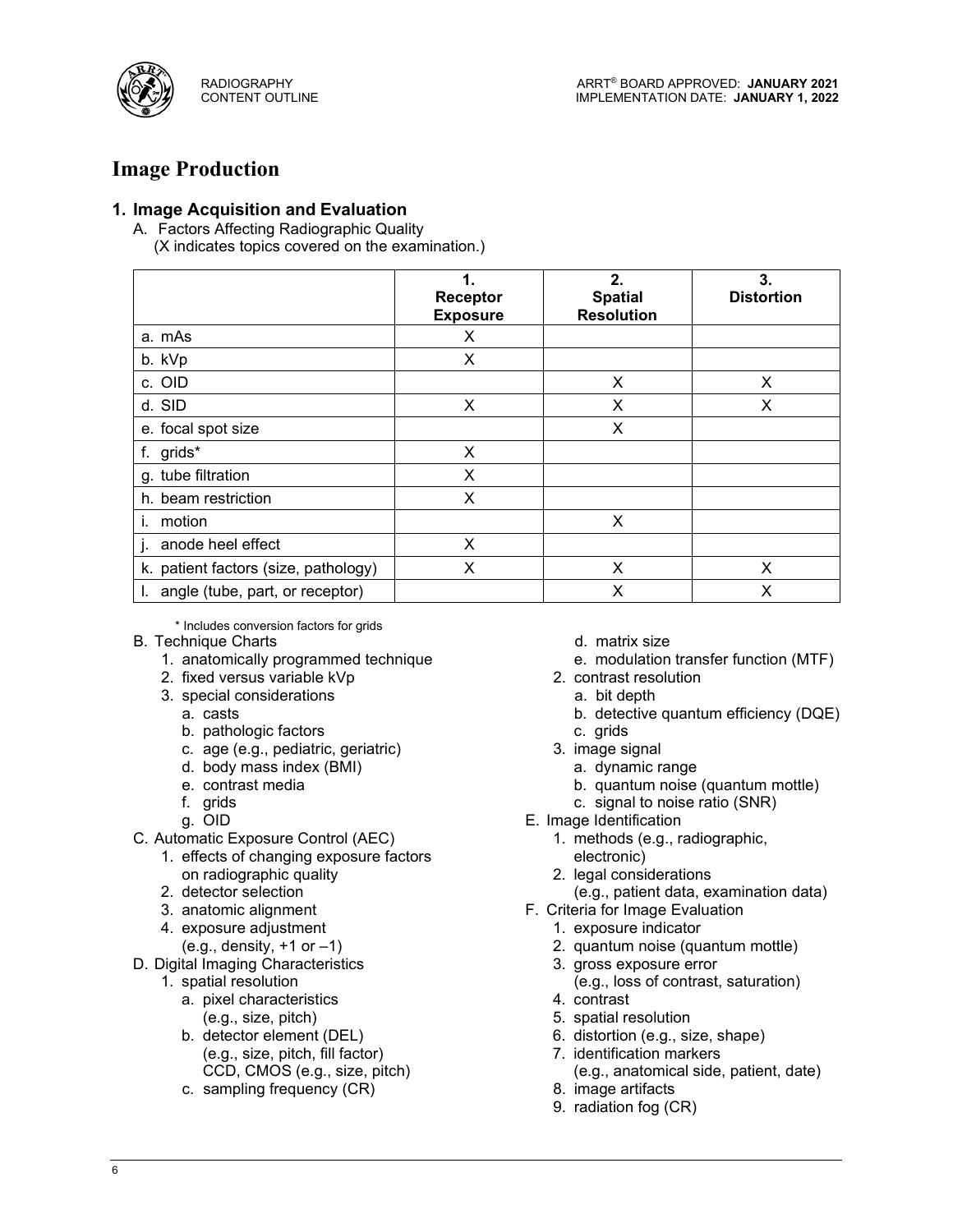# Image Production

## 1. Image Acquisition and Evaluation

A. Factors Affecting Radiographic Quality
(X indicates topics covered on the examination.)

| | 1. Receptor Exposure | 2. Spatial Resolution | 3. Distortion |
|---|---|---|---|
| a. mAs | X | | |
| b. kVp | X | | |
| c. OID | | X | X |
| d. SID | X | X | X |
| e. focal spot size | | X | |
| f. grids* | X | | |
| g. tube filtration | X | | |
| h. beam restriction | X | | |
| i. motion | | X | |
| j. anode heel effect | X | | |
| k. patient factors (size, pathology) | X | X | X |
| l. angle (tube, part, or receptor) | | X | X |

\* Includes conversion factors for grids

B. Technique Charts
   1. anatomically programmed technique
   2. fixed versus variable kVp
   3. special considerations
      a. casts
      b. pathologic factors
      c. age (e.g., pediatric, geriatric)
      d. body mass index (BMI)
      e. contrast media
      f. grids
      g. OID

C. Automatic Exposure Control (AEC)
   1. effects of changing exposure factors on radiographic quality
   2. detector selection
   3. anatomic alignment
   4. exposure adjustment (e.g., density, +1 or –1)

D. Digital Imaging Characteristics
   1. spatial resolution
      a. pixel characteristics (e.g., size, pitch)
      b. detector element (DEL) (e.g., size, pitch, fill factor) CCD, CMOS (e.g., size, pitch)
      c. sampling frequency (CR)
      d. matrix size
      e. modulation transfer function (MTF)
   2. contrast resolution
      a. bit depth
      b. detective quantum efficiency (DQE)
      c. grids
   3. image signal
      a. dynamic range
      b. quantum noise (quantum mottle)
      c. signal to noise ratio (SNR)

E. Image Identification
   1. methods (e.g., radiographic, electronic)
   2. legal considerations (e.g., patient data, examination data)

F. Criteria for Image Evaluation
   1. exposure indicator
   2. quantum noise (quantum mottle)
   3. gross exposure error (e.g., loss of contrast, saturation)
   4. contrast
   5. spatial resolution
   6. distortion (e.g., size, shape)
   7. identification markers (e.g., anatomical side, patient, date)
   8. image artifacts
   9. radiation fog (CR)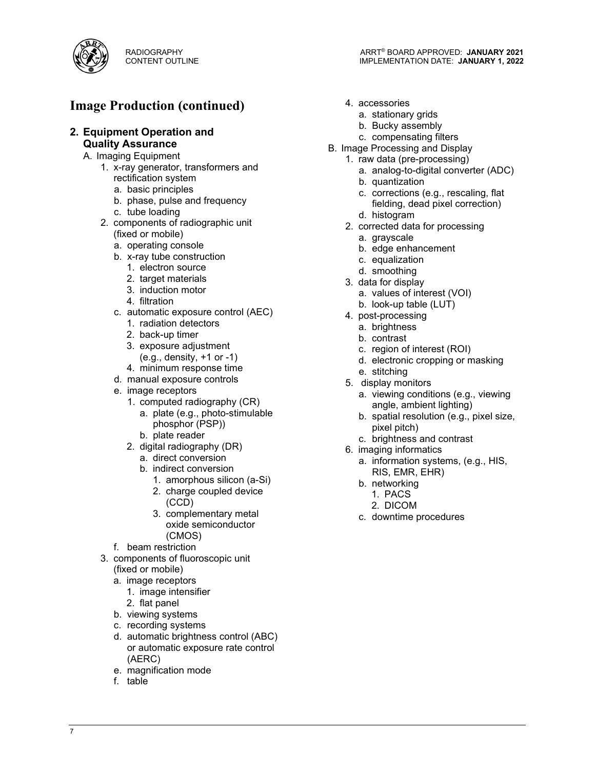# Image Production (continued)

## 2. Equipment Operation and Quality Assurance

A. Imaging Equipment

1. x-ray generator, transformers and rectification system
   a. basic principles
   b. phase, pulse and frequency
   c. tube loading
2. components of radiographic unit (fixed or mobile)
   a. operating console
   b. x-ray tube construction
      1. electron source
      2. target materials
      3. induction motor
      4. filtration
   c. automatic exposure control (AEC)
      1. radiation detectors
      2. back-up timer
      3. exposure adjustment (e.g., density, +1 or -1)
      4. minimum response time
   d. manual exposure controls
   e. image receptors
      1. computed radiography (CR)
         a. plate (e.g., photo-stimulable phosphor (PSP))
         b. plate reader
      2. digital radiography (DR)
         a. direct conversion
         b. indirect conversion
            1. amorphous silicon (a-Si)
            2. charge coupled device (CCD)
            3. complementary metal oxide semiconductor (CMOS)
   f. beam restriction
3. components of fluoroscopic unit (fixed or mobile)
   a. image receptors
      1. image intensifier
      2. flat panel
   b. viewing systems
   c. recording systems
   d. automatic brightness control (ABC) or automatic exposure rate control (AERC)
   e. magnification mode
   f. table
4. accessories
   a. stationary grids
   b. Bucky assembly
   c. compensating filters

B. Image Processing and Display

1. raw data (pre-processing)
   a. analog-to-digital converter (ADC)
   b. quantization
   c. corrections (e.g., rescaling, flat fielding, dead pixel correction)
   d. histogram
2. corrected data for processing
   a. grayscale
   b. edge enhancement
   c. equalization
   d. smoothing
3. data for display
   a. values of interest (VOI)
   b. look-up table (LUT)
4. post-processing
   a. brightness
   b. contrast
   c. region of interest (ROI)
   d. electronic cropping or masking
   e. stitching
5. display monitors
   a. viewing conditions (e.g., viewing angle, ambient lighting)
   b. spatial resolution (e.g., pixel size, pixel pitch)
   c. brightness and contrast
6. imaging informatics
   a. information systems, (e.g., HIS, RIS, EMR, EHR)
   b. networking
      1. PACS
      2. DICOM
   c. downtime procedures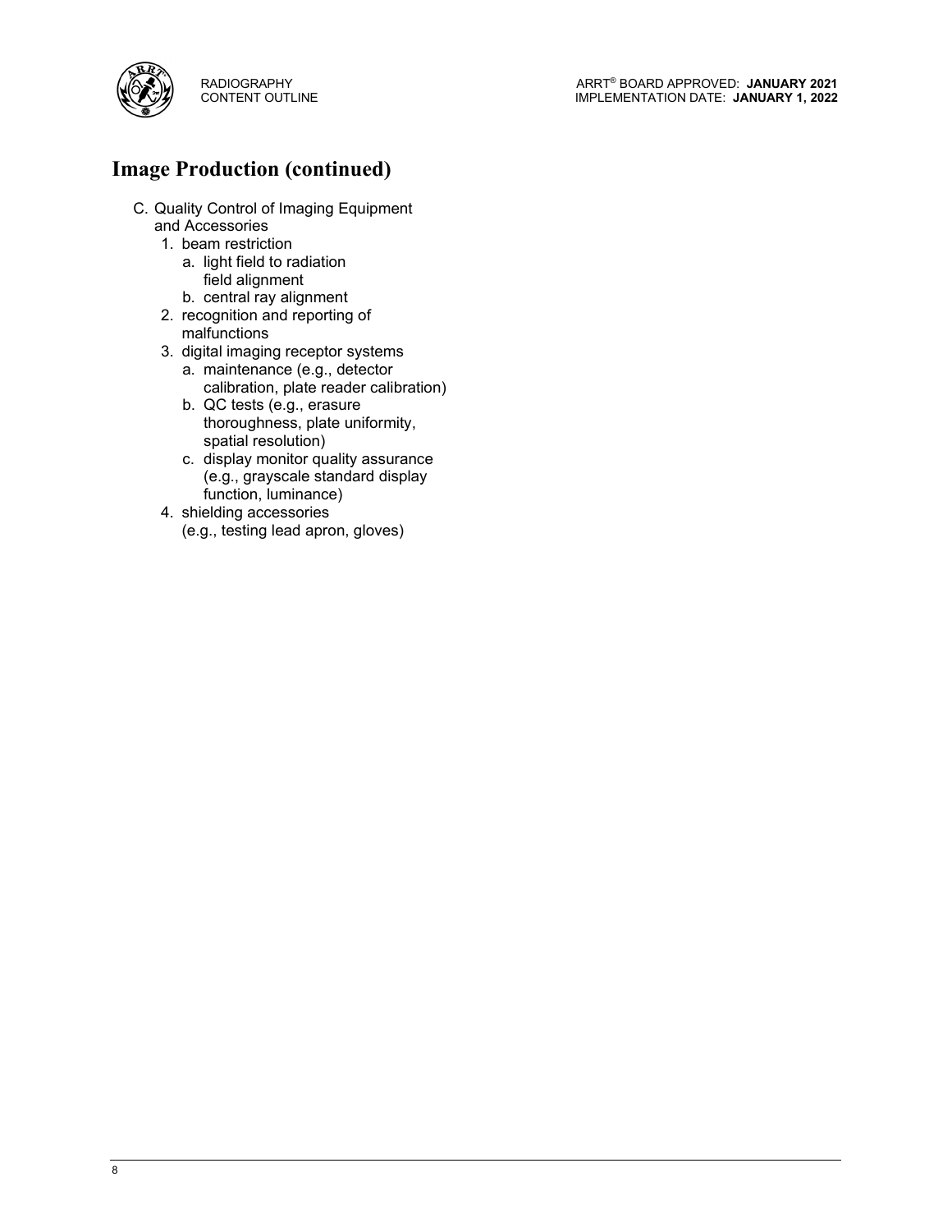## Image Production (continued)

C. Quality Control of Imaging Equipment and Accessories
   1. beam restriction
      a. light field to radiation field alignment
      b. central ray alignment
   2. recognition and reporting of malfunctions
   3. digital imaging receptor systems
      a. maintenance (e.g., detector calibration, plate reader calibration)
      b. QC tests (e.g., erasure thoroughness, plate uniformity, spatial resolution)
      c. display monitor quality assurance (e.g., grayscale standard display function, luminance)
   4. shielding accessories (e.g., testing lead apron, gloves)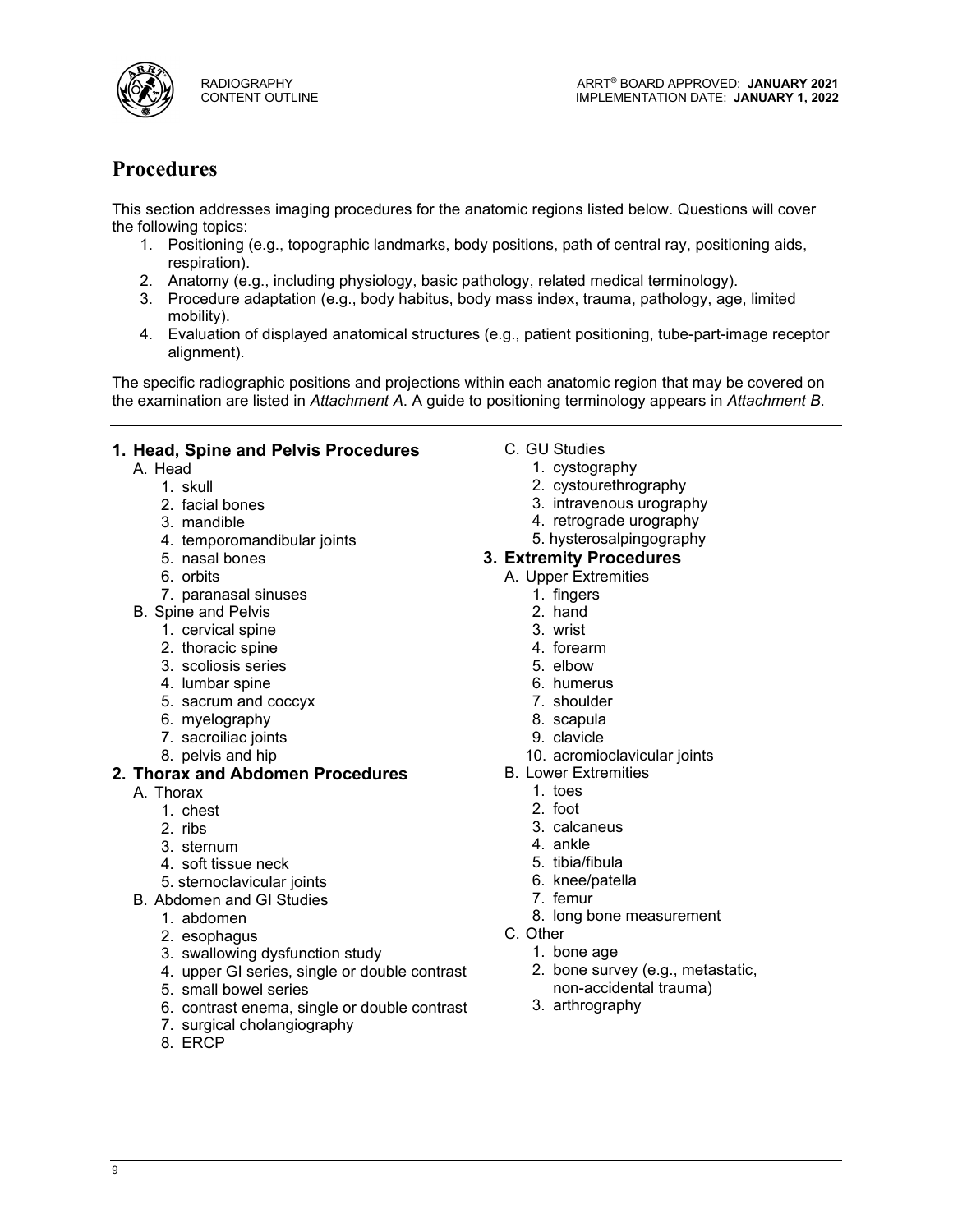# Procedures

This section addresses imaging procedures for the anatomic regions listed below. Questions will cover the following topics:

1. Positioning (e.g., topographic landmarks, body positions, path of central ray, positioning aids, respiration).
2. Anatomy (e.g., including physiology, basic pathology, related medical terminology).
3. Procedure adaptation (e.g., body habitus, body mass index, trauma, pathology, age, limited mobility).
4. Evaluation of displayed anatomical structures (e.g., patient positioning, tube-part-image receptor alignment).

The specific radiographic positions and projections within each anatomic region that may be covered on the examination are listed in *Attachment A*. A guide to positioning terminology appears in *Attachment B*.

## 1. Head, Spine and Pelvis Procedures

- A. Head
  1. skull
  2. facial bones
  3. mandible
  4. temporomandibular joints
  5. nasal bones
  6. orbits
  7. paranasal sinuses
- B. Spine and Pelvis
  1. cervical spine
  2. thoracic spine
  3. scoliosis series
  4. lumbar spine
  5. sacrum and coccyx
  6. myelography
  7. sacroiliac joints
  8. pelvis and hip

## 2. Thorax and Abdomen Procedures

- A. Thorax
  1. chest
  2. ribs
  3. sternum
  4. soft tissue neck
  5. sternoclavicular joints
- B. Abdomen and GI Studies
  1. abdomen
  2. esophagus
  3. swallowing dysfunction study
  4. upper GI series, single or double contrast
  5. small bowel series
  6. contrast enema, single or double contrast
  7. surgical cholangiography
  8. ERCP
- C. GU Studies
  1. cystography
  2. cystourethrography
  3. intravenous urography
  4. retrograde urography
  5. hysterosalpingography

## 3. Extremity Procedures

- A. Upper Extremities
  1. fingers
  2. hand
  3. wrist
  4. forearm
  5. elbow
  6. humerus
  7. shoulder
  8. scapula
  9. clavicle
  10. acromioclavicular joints
- B. Lower Extremities
  1. toes
  2. foot
  3. calcaneus
  4. ankle
  5. tibia/fibula
  6. knee/patella
  7. femur
  8. long bone measurement
- C. Other
  1. bone age
  2. bone survey (e.g., metastatic, non-accidental trauma)
  3. arthrography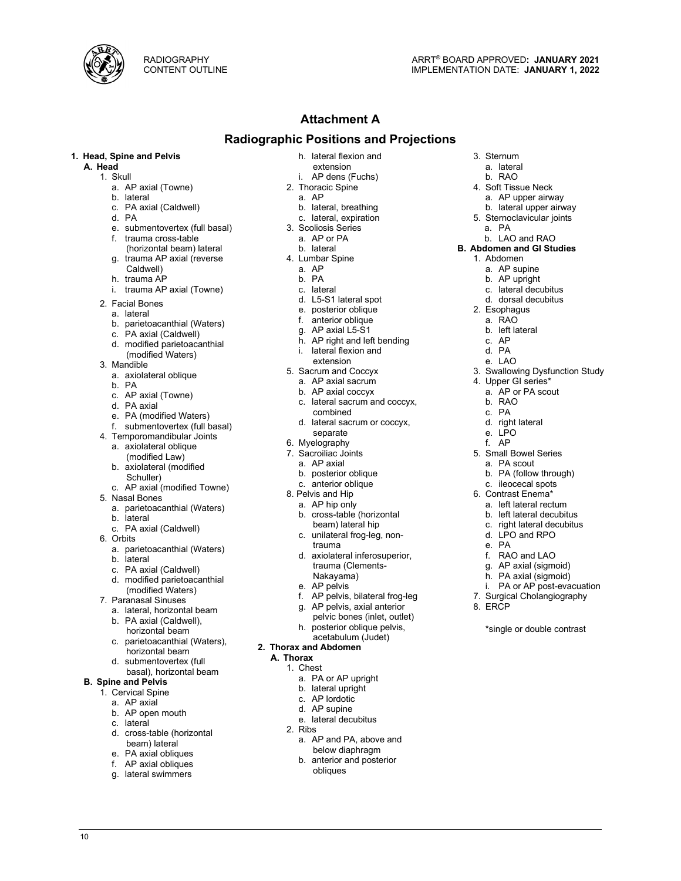# Attachment A

## Radiographic Positions and Projections

**1. Head, Spine and Pelvis**

**A. Head**

1. Skull
   a. AP axial (Towne)
   b. lateral
   c. PA axial (Caldwell)
   d. PA
   e. submentovertex (full basal)
   f. trauma cross-table (horizontal beam) lateral
   g. trauma AP axial (reverse Caldwell)
   h. trauma AP
   i. trauma AP axial (Towne)
2. Facial Bones
   a. lateral
   b. parietoacanthial (Waters)
   c. PA axial (Caldwell)
   d. modified parietoacanthial (modified Waters)
3. Mandible
   a. axiolateral oblique
   b. PA
   c. AP axial (Towne)
   d. PA axial
   e. PA (modified Waters)
   f. submentovertex (full basal)
4. Temporomandibular Joints
   a. axiolateral oblique (modified Law)
   b. axiolateral (modified Schuller)
   c. AP axial (modified Towne)
5. Nasal Bones
   a. parietoacanthial (Waters)
   b. lateral
   c. PA axial (Caldwell)
6. Orbits
   a. parietoacanthial (Waters)
   b. lateral
   c. PA axial (Caldwell)
   d. modified parietoacanthial (modified Waters)
7. Paranasal Sinuses
   a. lateral, horizontal beam
   b. PA axial (Caldwell), horizontal beam
   c. parietoacanthial (Waters), horizontal beam
   d. submentovertex (full basal), horizontal beam

**B. Spine and Pelvis**

1. Cervical Spine
   a. AP axial
   b. AP open mouth
   c. lateral
   d. cross-table (horizontal beam) lateral
   e. PA axial obliques
   f. AP axial obliques
   g. lateral swimmers
   h. lateral flexion and extension
   i. AP dens (Fuchs)
2. Thoracic Spine
   a. AP
   b. lateral, breathing
   c. lateral, expiration
3. Scoliosis Series
   a. AP or PA
   b. lateral
4. Lumbar Spine
   a. AP
   b. PA
   c. lateral
   d. L5-S1 lateral spot
   e. posterior oblique
   f. anterior oblique
   g. AP axial L5-S1
   h. AP right and left bending
   i. lateral flexion and extension
5. Sacrum and Coccyx
   a. AP axial sacrum
   b. AP axial coccyx
   c. lateral sacrum and coccyx, combined
   d. lateral sacrum or coccyx, separate
6. Myelography
7. Sacroiliac Joints
   a. AP axial
   b. posterior oblique
   c. anterior oblique
8. Pelvis and Hip
   a. AP hip only
   b. cross-table (horizontal beam) lateral hip
   c. unilateral frog-leg, non-trauma
   d. axiolateral inferosuperior, trauma (Clements-Nakayama)
   e. AP pelvis
   f. AP pelvis, bilateral frog-leg
   g. AP pelvis, axial anterior pelvic bones (inlet, outlet)
   h. posterior oblique pelvis, acetabulum (Judet)

**2. Thorax and Abdomen**

**A. Thorax**

1. Chest
   a. PA or AP upright
   b. lateral upright
   c. AP lordotic
   d. AP supine
   e. lateral decubitus
2. Ribs
   a. AP and PA, above and below diaphragm
   b. anterior and posterior obliques
3. Sternum
   a. lateral
   b. RAO
4. Soft Tissue Neck
   a. AP upper airway
   b. lateral upper airway
5. Sternoclavicular joints
   a. PA
   b. LAO and RAO

**B. Abdomen and GI Studies**

1. Abdomen
   a. AP supine
   b. AP upright
   c. lateral decubitus
   d. dorsal decubitus
2. Esophagus
   a. RAO
   b. left lateral
   c. AP
   d. PA
   e. LAO
3. Swallowing Dysfunction Study
4. Upper GI series*
   a. AP or PA scout
   b. RAO
   c. PA
   d. right lateral
   e. LPO
   f. AP
5. Small Bowel Series
   a. PA scout
   b. PA (follow through)
   c. ileocecal spots
6. Contrast Enema*
   a. left lateral rectum
   b. left lateral decubitus
   c. right lateral decubitus
   d. LPO and RPO
   e. PA
   f. RAO and LAO
   g. AP axial (sigmoid)
   h. PA axial (sigmoid)
   i. PA or AP post-evacuation
7. Surgical Cholangiography
8. ERCP

*single or double contrast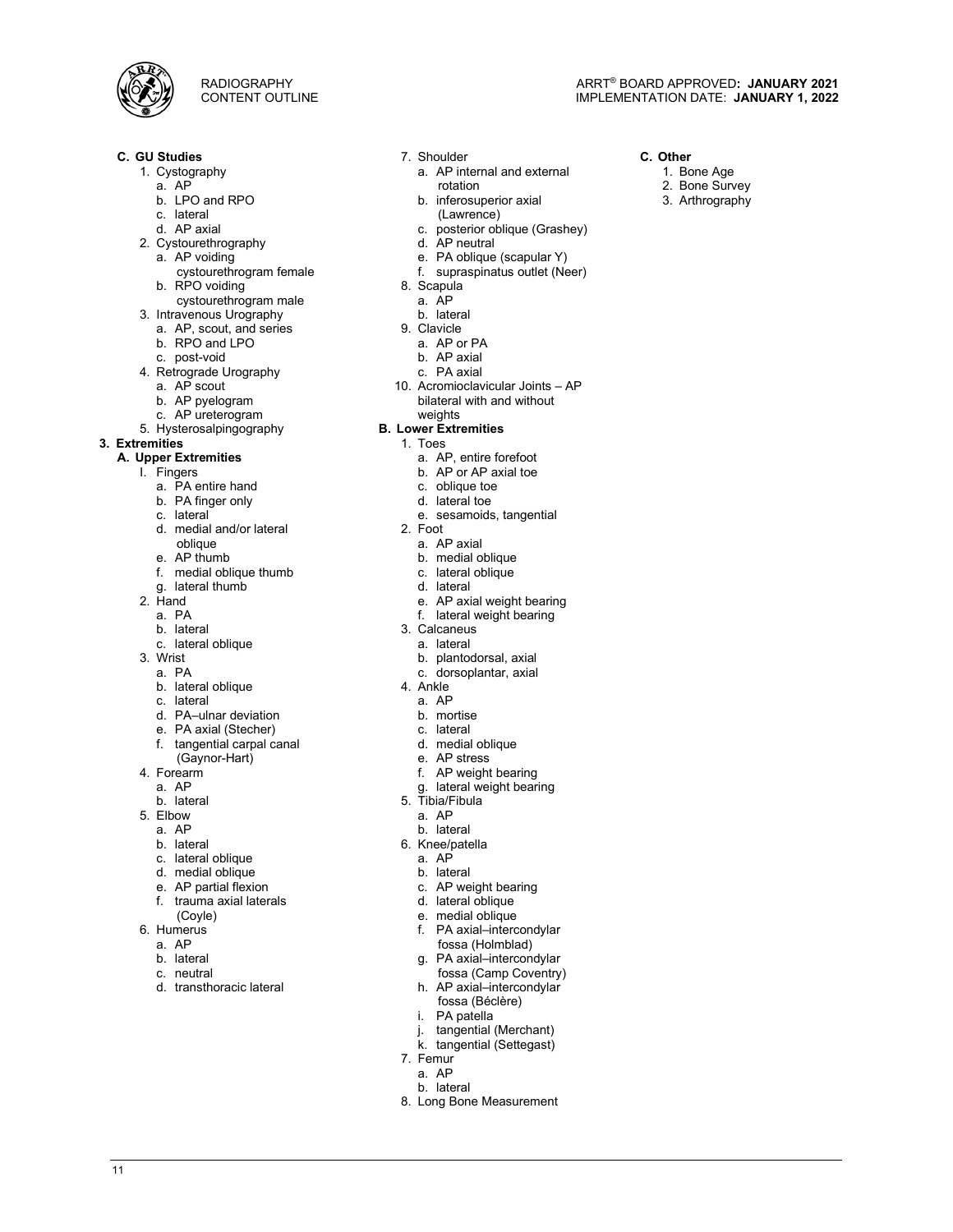**C. GU Studies**

1. Cystography
   a. AP
   b. LPO and RPO
   c. lateral
   d. AP axial
2. Cystourethrography
   a. AP voiding cystourethrogram female
   b. RPO voiding cystourethrogram male
3. Intravenous Urography
   a. AP, scout, and series
   b. RPO and LPO
   c. post-void
4. Retrograde Urography
   a. AP scout
   b. AP pyelogram
   c. AP ureterogram
5. Hysterosalpingography

**3. Extremities**

**A. Upper Extremities**

1. Fingers
   a. PA entire hand
   b. PA finger only
   c. lateral
   d. medial and/or lateral oblique
   e. AP thumb
   f. medial oblique thumb
   g. lateral thumb
2. Hand
   a. PA
   b. lateral
   c. lateral oblique
3. Wrist
   a. PA
   b. lateral oblique
   c. lateral
   d. PA–ulnar deviation
   e. PA axial (Stecher)
   f. tangential carpal canal (Gaynor-Hart)
4. Forearm
   a. AP
   b. lateral
5. Elbow
   a. AP
   b. lateral
   c. lateral oblique
   d. medial oblique
   e. AP partial flexion
   f. trauma axial laterals (Coyle)
6. Humerus
   a. AP
   b. lateral
   c. neutral
   d. transthoracic lateral
7. Shoulder
   a. AP internal and external rotation
   b. inferosuperior axial (Lawrence)
   c. posterior oblique (Grashey)
   d. AP neutral
   e. PA oblique (scapular Y)
   f. supraspinatus outlet (Neer)
8. Scapula
   a. AP
   b. lateral
9. Clavicle
   a. AP or PA
   b. AP axial
   c. PA axial
10. Acromioclavicular Joints – AP bilateral with and without weights

**B. Lower Extremities**

1. Toes
   a. AP, entire forefoot
   b. AP or AP axial toe
   c. oblique toe
   d. lateral toe
   e. sesamoids, tangential
2. Foot
   a. AP axial
   b. medial oblique
   c. lateral oblique
   d. lateral
   e. AP axial weight bearing
   f. lateral weight bearing
3. Calcaneus
   a. lateral
   b. plantodorsal, axial
   c. dorsoplantar, axial
4. Ankle
   a. AP
   b. mortise
   c. lateral
   d. medial oblique
   e. AP stress
   f. AP weight bearing
   g. lateral weight bearing
5. Tibia/Fibula
   a. AP
   b. lateral
6. Knee/patella
   a. AP
   b. lateral
   c. AP weight bearing
   d. lateral oblique
   e. medial oblique
   f. PA axial–intercondylar fossa (Holmblad)
   g. PA axial–intercondylar fossa (Camp Coventry)
   h. AP axial–intercondylar fossa (Béclère)
   i. PA patella
   j. tangential (Merchant)
   k. tangential (Settegast)
7. Femur
   a. AP
   b. lateral
8. Long Bone Measurement

**C. Other**

1. Bone Age
2. Bone Survey
3. Arthrography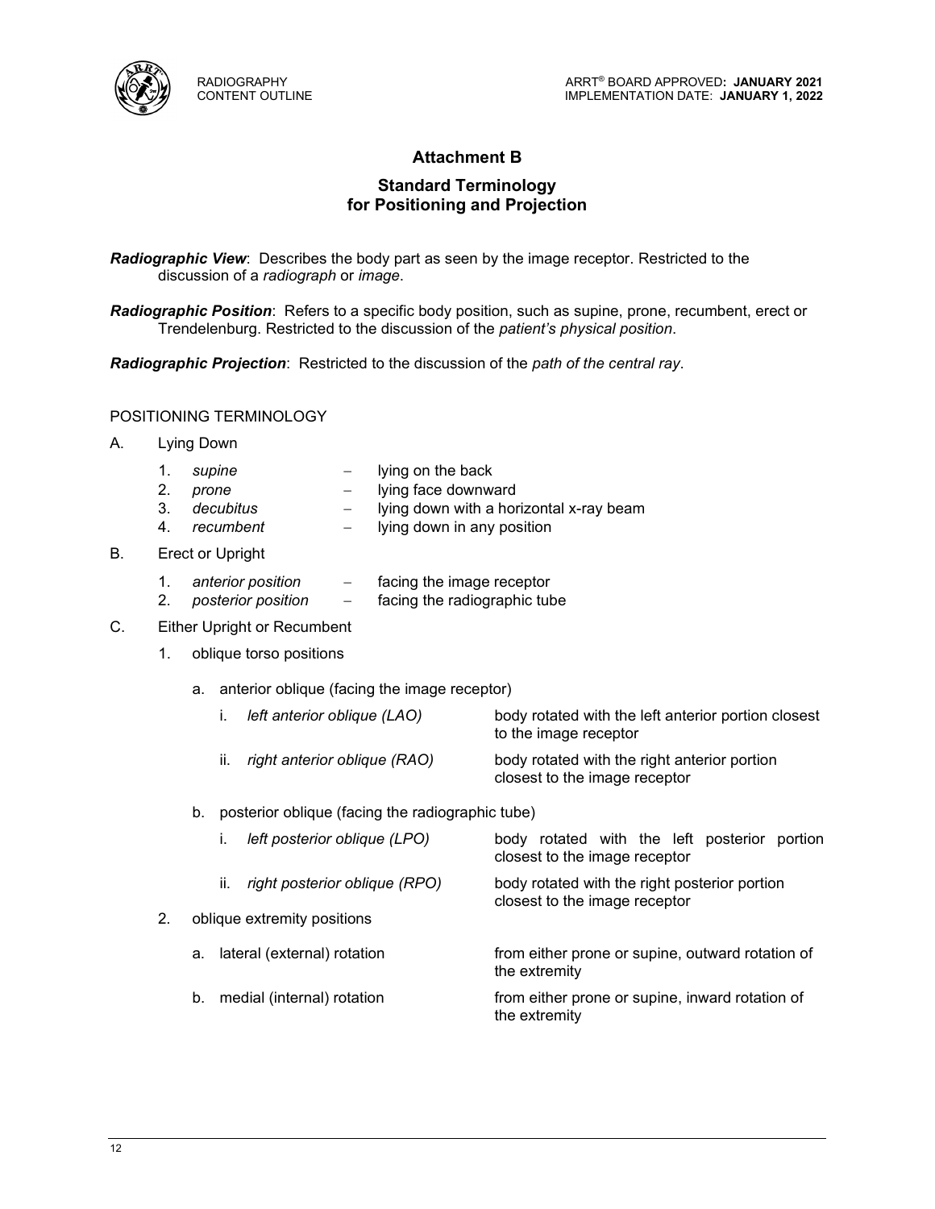# Attachment B

## Standard Terminology for Positioning and Projection

***Radiographic View***: Describes the body part as seen by the image receptor. Restricted to the discussion of a *radiograph* or *image*.

***Radiographic Position***: Refers to a specific body position, such as supine, prone, recumbent, erect or Trendelenburg. Restricted to the discussion of the *patient's physical position*.

***Radiographic Projection***: Restricted to the discussion of the *path of the central ray*.

POSITIONING TERMINOLOGY

A. Lying Down

1. *supine* – lying on the back
2. *prone* – lying face downward
3. *decubitus* – lying down with a horizontal x-ray beam
4. *recumbent* – lying down in any position

B. Erect or Upright

1. *anterior position* – facing the image receptor
2. *posterior position* – facing the radiographic tube

C. Either Upright or Recumbent

1. oblique torso positions

   a. anterior oblique (facing the image receptor)

      i. *left anterior oblique (LAO)* — body rotated with the left anterior portion closest to the image receptor

      ii. *right anterior oblique (RAO)* — body rotated with the right anterior portion closest to the image receptor

   b. posterior oblique (facing the radiographic tube)

      i. *left posterior oblique (LPO)* — body rotated with the left posterior portion closest to the image receptor

      ii. *right posterior oblique (RPO)* — body rotated with the right posterior portion closest to the image receptor

2. oblique extremity positions

   a. lateral (external) rotation — from either prone or supine, outward rotation of the extremity

   b. medial (internal) rotation — from either prone or supine, inward rotation of the extremity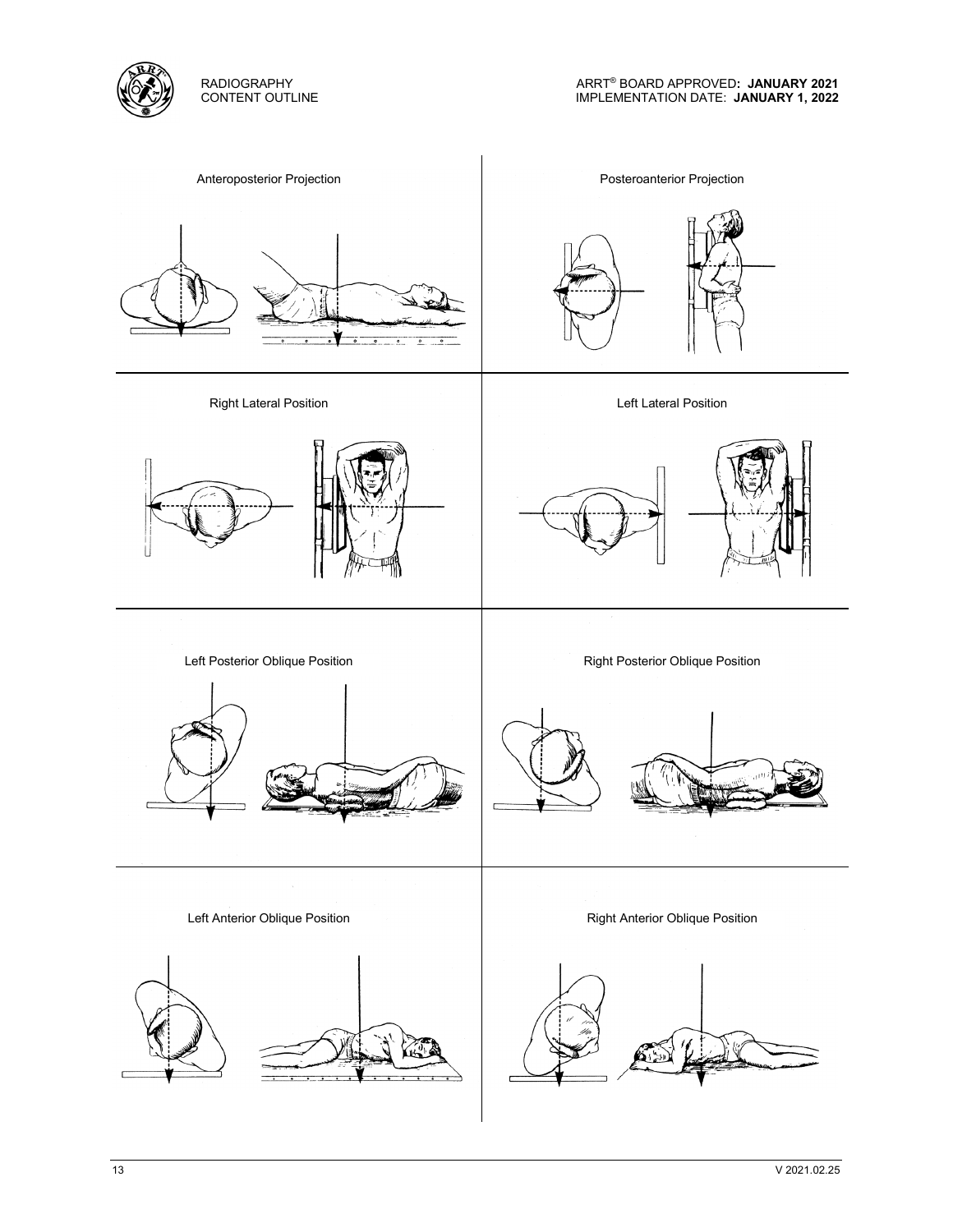Anteroposterior Projection

Posteroanterior Projection

Right Lateral Position

Left Lateral Position

Left Posterior Oblique Position

Right Posterior Oblique Position

Left Anterior Oblique Position

Right Anterior Oblique Position